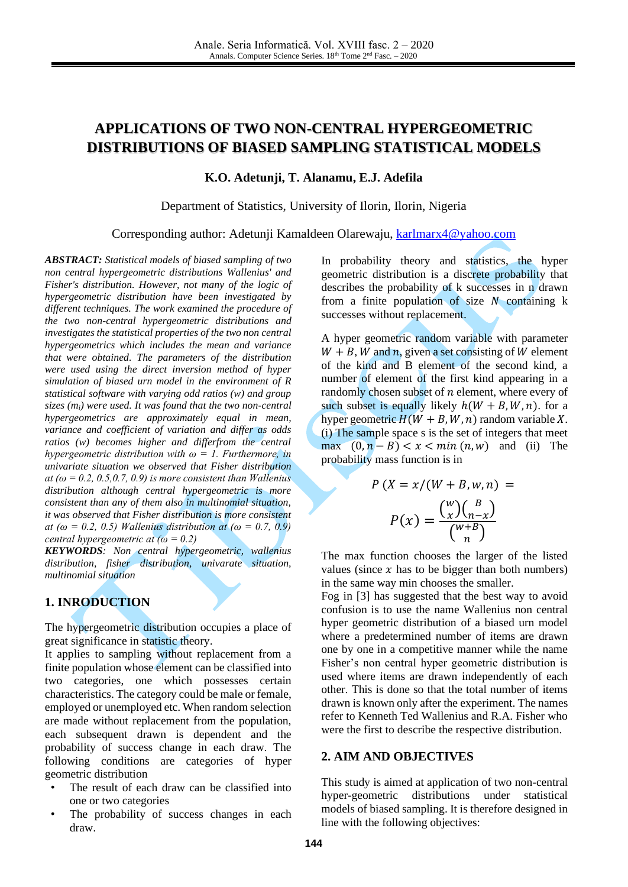# APPLICATIONS OF TWO NON-CENTRAL HYPERGEOMETRIC DISTRIBUTIONS OF BIASED SAMPLING STATISTICAL MODELS

**K.O. Adetunji, T. Alanamu, E.J. Adefila**

Department of Statistics, University of Ilorin, Ilorin, Nigeria

Corresponding author: Adetunji Kamaldeen Olarewaju, karlmarx4@yahoo.com

***ABSTRACT:*** *Statistical models of biased sampling of two non central hypergeometric distributions Wallenius' and Fisher's distribution. However, not many of the logic of hypergeometric distribution have been investigated by different techniques. The work examined the procedure of the two non-central hypergeometric distributions and investigates the statistical properties of the two non central hypergeometrics which includes the mean and variance that were obtained. The parameters of the distribution were used using the direct inversion method of hyper simulation of biased urn model in the environment of R statistical software with varying odd ratios (w) and group sizes ($m_i$) were used. It was found that the two non-central hypergeometric are approximately equal in mean, variance and coefficient of variation and differ as odds ratios (w) becomes higher and differfrom the central hypergeometric distribution with ω = 1. Furthermore, in univariate situation we observed that Fisher distribution at (ω = 0.2, 0.5,0.7, 0.9) is more consistent than Wallenius distribution although central hypergeometric is more consistent than any of them also in multinomial situation, it was observed that Fisher distribution is more consistent at (ω = 0.2, 0.5) Wallenius distribution at (ω = 0.7, 0.9) central hypergeometric at (ω = 0.2)*

***KEYWORDS****: Non central hypergeometric, wallenius distribution, fisher distribution, univarate situation, multinomial situation*

## 1. INRODUCTION

The hypergeometric distribution occupies a place of great significance in statistic theory.

It applies to sampling without replacement from a finite population whose element can be classified into two categories, one which possesses certain characteristics. The category could be male or female, employed or unemployed etc. When random selection are made without replacement from the population, each subsequent drawn is dependent and the probability of success change in each draw. The following conditions are categories of hyper geometric distribution

- The result of each draw can be classified into one or two categories
- The probability of success changes in each draw.

In probability theory and statistics, the hyper geometric distribution is a discrete probability that describes the probability of k successes in n drawn from a finite population of size $N$ containing k successes without replacement.

A hyper geometric random variable with parameter $W + B, W$ and $n$, given a set consisting of $W$ element of the kind and B element of the second kind, a number of element of the first kind appearing in a randomly chosen subset of $n$ element, where every of such subset is equally likely $h(W + B, W, n)$. for a hyper geometric $H(W + B, W, n)$ random variable $X$. (i) The sample space s is the set of integers that meet max $(0, n - B) < x < min\,(n, w)$ and (ii) The probability mass function is in

$$P\ (X = x/(W + B, w, n)\ =$$

$$P(x) = \frac{\binom{w}{x}\binom{B}{n-x}}{\binom{w+B}{n}}$$

The max function chooses the larger of the listed values (since $x$ has to be bigger than both numbers) in the same way min chooses the smaller.

Fog in [3] has suggested that the best way to avoid confusion is to use the name Wallenius non central hyper geometric distribution of a biased urn model where a predetermined number of items are drawn one by one in a competitive manner while the name Fisher's non central hyper geometric distribution is used where items are drawn independently of each other. This is done so that the total number of items drawn is known only after the experiment. The names refer to Kenneth Ted Wallenius and R.A. Fisher who were the first to describe the respective distribution.

## 2. AIM AND OBJECTIVES

This study is aimed at application of two non-central hyper-geometric distributions under statistical models of biased sampling. It is therefore designed in line with the following objectives: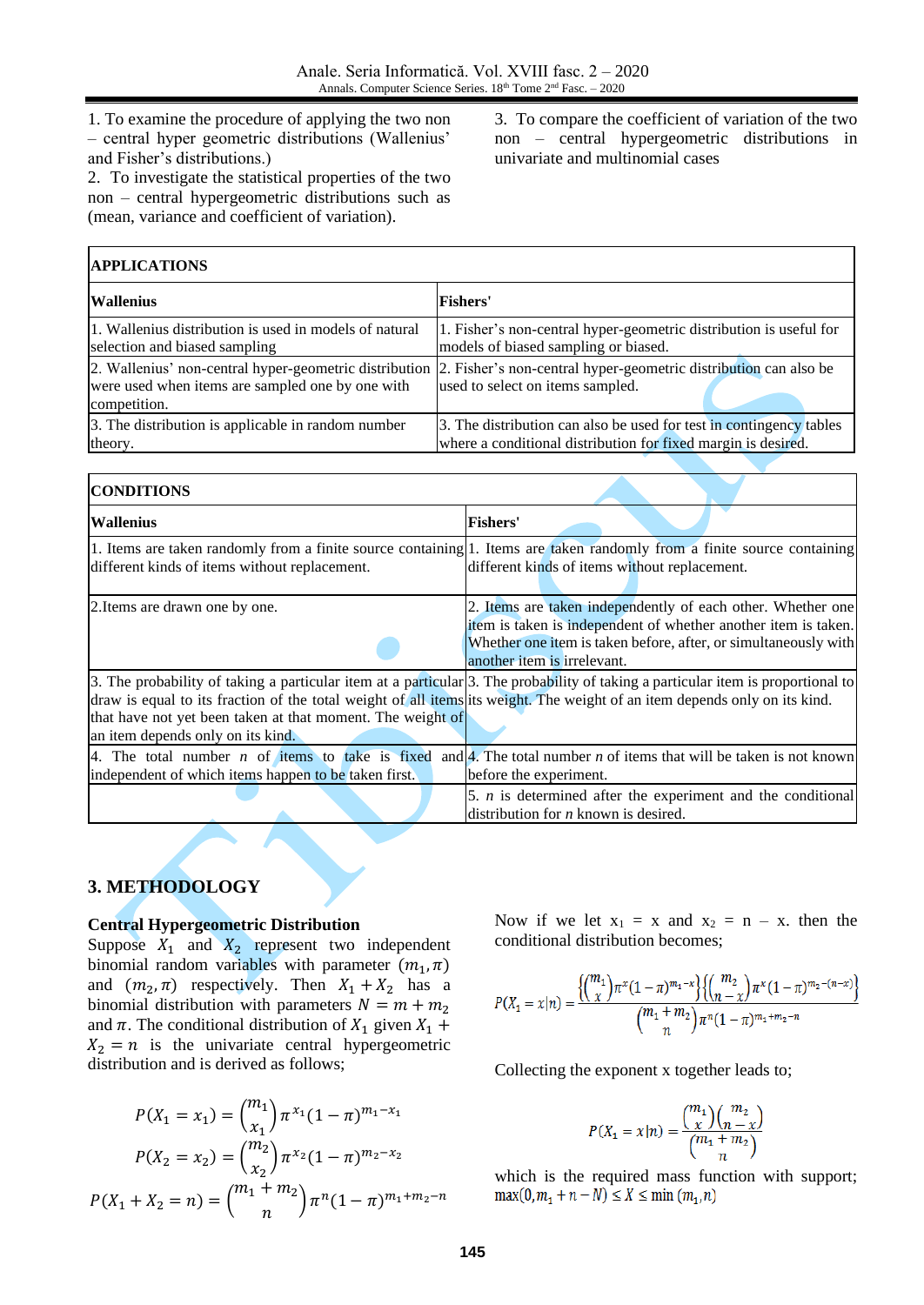1. To examine the procedure of applying the two non – central hyper geometric distributions (Wallenius' and Fisher's distributions.)
2. To investigate the statistical properties of the two non – central hypergeometric distributions such as (mean, variance and coefficient of variation).
3. To compare the coefficient of variation of the two non – central hypergeometric distributions in univariate and multinomial cases

| **APPLICATIONS** | |
|---|---|
| **Wallenius** | **Fishers'** |
| 1. Wallenius distribution is used in models of natural selection and biased sampling | 1. Fisher's non-central hyper-geometric distribution is useful for models of biased sampling or biased. |
| 2. Wallenius' non-central hyper-geometric distribution were used when items are sampled one by one with competition. | 2. Fisher's non-central hyper-geometric distribution can also be used to select on items sampled. |
| 3. The distribution is applicable in random number theory. | 3. The distribution can also be used for test in contingency tables where a conditional distribution for fixed margin is desired. |

| **CONDITIONS** | |
|---|---|
| **Wallenius** | **Fishers'** |
| 1. Items are taken randomly from a finite source containing different kinds of items without replacement. | 1. Items are taken randomly from a finite source containing different kinds of items without replacement. |
| 2.Items are drawn one by one. | 2. Items are taken independently of each other. Whether one item is taken is independent of whether another item is taken. Whether one item is taken before, after, or simultaneously with another item is irrelevant. |
| 3. The probability of taking a particular item at a particular draw is equal to its fraction of the total weight of all items that have not yet been taken at that moment. The weight of an item depends only on its kind. | 3. The probability of taking a particular item is proportional to its weight. The weight of an item depends only on its kind. |
| 4. The total number *n* of items to take is fixed and independent of which items happen to be taken first. | 4. The total number *n* of items that will be taken is not known before the experiment. |
| | 5. *n* is determined after the experiment and the conditional distribution for *n* known is desired. |

## 3. METHODOLOGY

### Central Hypergeometric Distribution

Suppose $X_1$ and $X_2$ represent two independent binomial random variables with parameter $(m_1, \pi)$ and $(m_2, \pi)$ respectively. Then $X_1 + X_2$ has a binomial distribution with parameters $N = m + m_2$ and $\pi$. The conditional distribution of $X_1$ given $X_1 + X_2 = n$ is the univariate central hypergeometric distribution and is derived as follows;

$$P(X_1 = x_1) = \binom{m_1}{x_1} \pi^{x_1} (1-\pi)^{m_1 - x_1}$$

$$P(X_2 = x_2) = \binom{m_2}{x_2} \pi^{x_2} (1-\pi)^{m_2 - x_2}$$

$$P(X_1 + X_2 = n) = \binom{m_1 + m_2}{n} \pi^{n} (1-\pi)^{m_1 + m_2 - n}$$

Now if we let $x_1 = x$ and $x_2 = n - x$. then the conditional distribution becomes;

$$P(X_1 = x|n) = \frac{\left\{\binom{m_1}{x}\pi^x(1-\pi)^{m_1-x}\right\}\left\{\binom{m_2}{n-x}\pi^x(1-\pi)^{m_2-(n-x)}\right\}}{\binom{m_1+m_2}{n}\pi^n(1-\pi)^{m_1+m_2-n}}$$

Collecting the exponent x together leads to;

$$P(X_1 = x|n) = \frac{\binom{m_1}{x}\binom{m_2}{n-x}}{\binom{m_1+m_2}{n}}$$

which is the required mass function with support; $\max(0, m_1 + n - N) \le X \le \min(m_1, n)$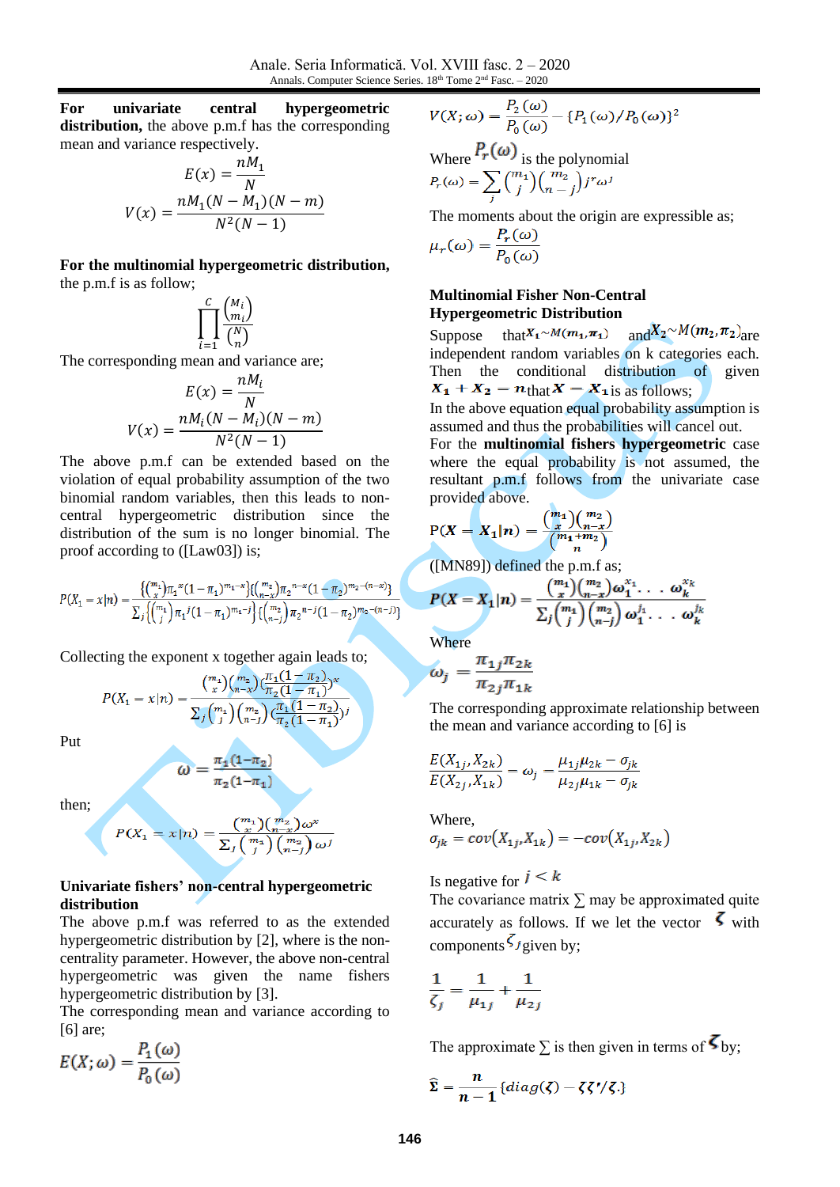**For univariate central hypergeometric distribution,** the above p.m.f has the corresponding mean and variance respectively.

$$E(x) = \frac{nM_1}{N}$$

$$V(x) = \frac{nM_1(N - M_1)(N - m)}{N^2(N-1)}$$

**For the multinomial hypergeometric distribution,** the p.m.f is as follow;

$$\prod_{i=1}^{c} \frac{\binom{M_i}{m_i}}{\binom{N}{n}}$$

The corresponding mean and variance are;

$$E(x) = \frac{nM_i}{N}$$

$$V(x) = \frac{nM_i(N - M_i)(N - m)}{N^2(N-1)}$$

The above p.m.f can be extended based on the violation of equal probability assumption of the two binomial random variables, then this leads to non-central hypergeometric distribution since the distribution of the sum is no longer binomial. The proof according to ([Law03]) is;

$$P(X_1 = x|n) = \frac{\{\binom{m_1}{x}\pi_1{}^x(1-\pi_1)^{m_1-x}\}\{\binom{m_2}{n-x}\pi_2{}^{n-x}(1-\pi_2)^{m_2-(n-x)}\}}{\sum_j\{\binom{m_1}{j}\pi_1{}^j(1-\pi_1)^{m_1-j}\}\{\binom{m_2}{n-j}\pi_2{}^{n-j}(1-\pi_2)^{m_2-(n-j)}\}}$$

Collecting the exponent x together again leads to;

$$P(X_1 = x|n) = \frac{\binom{m_1}{x}\binom{m_2}{n-x}\left(\frac{\pi_1(1-\pi_2)}{\pi_2(1-\pi_1)}\right)^x}{\sum_j \binom{m_1}{j}\binom{m_2}{n-j}\left(\frac{\pi_1(1-\pi_2)}{\pi_2(1-\pi_1)}\right)^j}$$

Put

$$\omega = \frac{\pi_1(1-\pi_2)}{\pi_2(1-\pi_1)}$$

then;

$$P(X_1 = x|n) = \frac{\binom{m_1}{x}\binom{m_2}{n-x}\omega^x}{\sum_j \binom{m_1}{j}\binom{m_2}{n-j}\omega^j}$$

**Univariate fishers' non-central hypergeometric distribution**

The above p.m.f was referred to as the extended hypergeometric distribution by [2], where is the non-centrality parameter. However, the above non-central hypergeometric was given the name fishers hypergeometric distribution by [3].

The corresponding mean and variance according to [6] are;

$$E(X;\omega) = \frac{P_1(\omega)}{P_0(\omega)}$$

$$V(X;\omega) = \frac{P_2(\omega)}{P_0(\omega)} - \{P_1(\omega)/P_0(\omega)\}^2$$

Where $P_r(\omega)$ is the polynomial

$$P_r(\omega) = \sum_j \binom{m_1}{j}\binom{m_2}{n-j} j^r \omega^j$$

The moments about the origin are expressible as;

$$\mu_r(\omega) = \frac{P_r(\omega)}{P_0(\omega)}$$

**Multinomial Fisher Non-Central Hypergeometric Distribution**

Suppose that $X_1 \sim M(m_1, \pi_1)$ and $X_2 \sim M(m_2, \pi_2)$ are independent random variables on k categories each. Then the conditional distribution of given $X_1 + X_2 = n$ that $X = X_1$ is as follows;

In the above equation equal probability assumption is assumed and thus the probabilities will cancel out.

For the **multinomial fishers hypergeometric** case where the equal probability is not assumed, the resultant p.m.f follows from the univariate case provided above.

$$P(X = X_1|n) = \frac{\binom{m_1}{x}\binom{m_2}{n-x}}{\binom{m_1+m_2}{n}}$$

([MN89]) defined the p.m.f as;

$$P(X = X_1|n) = \frac{\binom{m_1}{x}\binom{m_2}{n-x}\omega_1^{x_1}\cdots\omega_k^{x_k}}{\sum_j \binom{m_1}{j}\binom{m_2}{n-j}\omega_1^{j_1}\cdots\omega_k^{j_k}}$$

Where

$$\omega_j = \frac{\pi_{1j}\pi_{2k}}{\pi_{2j}\pi_{1k}}$$

The corresponding approximate relationship between the mean and variance according to [6] is

$$\frac{E(X_{1j}, X_{2k})}{E(X_{2j}, X_{1k})} = \omega_j = \frac{\mu_{1j}\mu_{2k} - \sigma_{jk}}{\mu_{2j}\mu_{1k} - \sigma_{jk}}$$

Where,

$$\sigma_{jk} = cov(X_{1j}, X_{1k}) = -cov(X_{1j}, X_{2k})$$

Is negative for $j < k$

The covariance matrix $\sum$ may be approximated quite accurately as follows. If we let the vector $\zeta$ with components $\zeta_j$ given by;

$$\frac{1}{\zeta_j} = \frac{1}{\mu_{1j}} + \frac{1}{\mu_{2j}}$$

The approximate $\sum$ is then given in terms of $\zeta$ by;

$$\hat{\Sigma} = \frac{n}{n-1}\{diag(\zeta) - \zeta\zeta'/\zeta.\}$$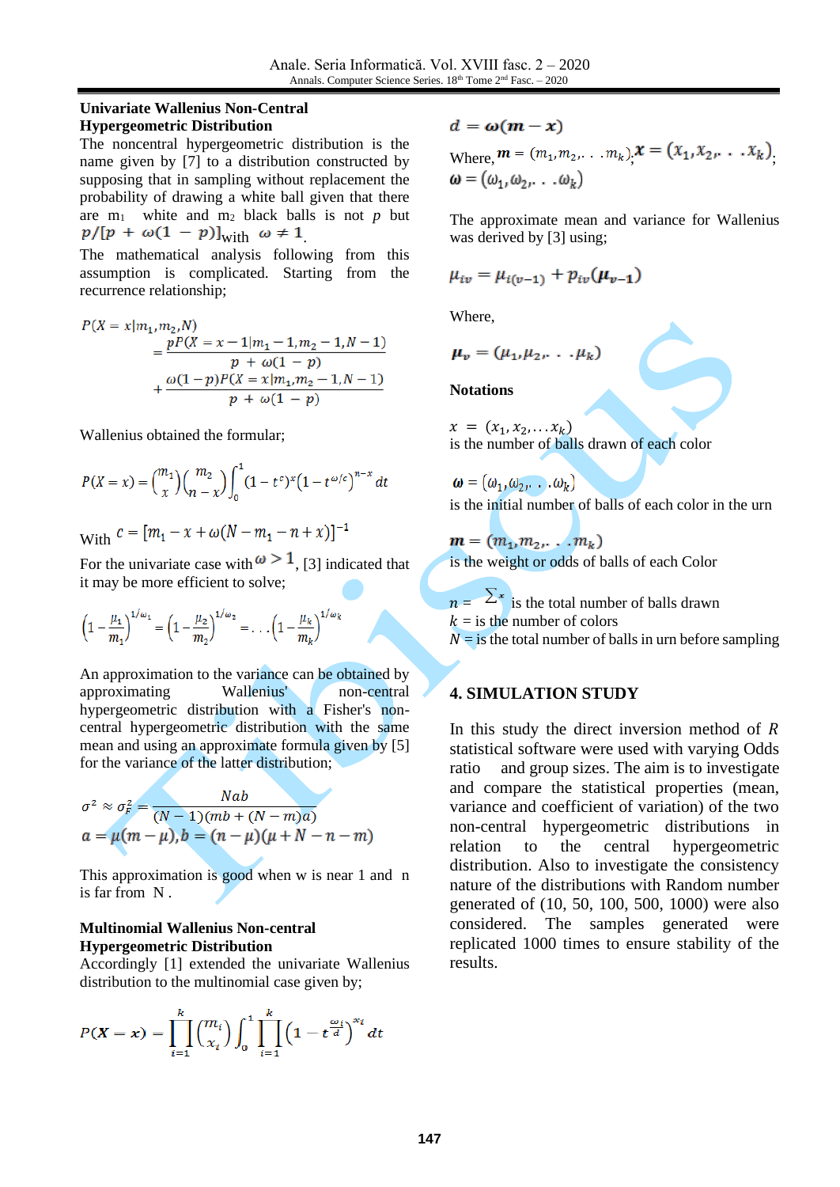### Univariate Wallenius Non-Central Hypergeometric Distribution

The noncentral hypergeometric distribution is the name given by [7] to a distribution constructed by supposing that in sampling without replacement the probability of drawing a white ball given that there are $m_1$ white and $m_2$ black balls is not $p$ but $p/[p + \omega(1 - p)]$ with $\omega \neq 1$.

The mathematical analysis following from this assumption is complicated. Starting from the recurrence relationship;

$$P(X = x|m_1, m_2, N) = \frac{pP(X = x-1|m_1-1, m_2-1, N-1)}{p + \omega(1-p)} + \frac{\omega(1-p)P(X = x|m_1, m_2-1, N-1)}{p + \omega(1-p)}$$

Wallenius obtained the formular;

$$P(X = x) = \binom{m_1}{x}\binom{m_2}{n-x}\int_0^1 (1-t^c)^x (1-t^{\omega/c})^{n-x} dt$$

With $c = [m_1 - x + \omega(N - m_1 - n + x)]^{-1}$

For the univariate case with $\omega > 1$, [3] indicated that it may be more efficient to solve;

$$\left(1-\frac{\mu_1}{m_1}\right)^{1/\omega_1} = \left(1-\frac{\mu_2}{m_2}\right)^{1/\omega_2} = \ldots \left(1-\frac{\mu_k}{m_k}\right)^{1/\omega_k}$$

An approximation to the variance can be obtained by approximating Wallenius' non-central hypergeometric distribution with a Fisher's non-central hypergeometric distribution with the same mean and using an approximate formula given by [5] for the variance of the latter distribution;

$$\sigma^2 \approx \sigma_F^2 = \frac{Nab}{(N-1)(mb + (N-m)a)}$$

$$a = \mu(m-\mu), b = (n-\mu)(\mu + N - n - m)$$

This approximation is good when w is near 1 and n is far from N.

### Multinomial Wallenius Non-central Hypergeometric Distribution

Accordingly [1] extended the univariate Wallenius distribution to the multinomial case given by;

$$P(\boldsymbol{X} = \boldsymbol{x}) = \prod_{i=1}^{k}\binom{m_i}{x_i}\int_0^1 \prod_{i=1}^{k}\left(1 - t^{\frac{\omega_i}{d}}\right)^{x_i} dt$$

$$\boldsymbol{d} = \boldsymbol{\omega}(\boldsymbol{m} - \boldsymbol{x})$$

Where, $\boldsymbol{m} = (m_1, m_2, \ldots m_k)$; $\boldsymbol{x} = (x_1, x_2, \ldots x_k)$; $\boldsymbol{\omega} = (\omega_1, \omega_2, \ldots \omega_k)$

The approximate mean and variance for Wallenius was derived by [3] using;

$$\mu_{iv} = \mu_{i(v-1)} + p_{iv}(\boldsymbol{\mu}_{v-1})$$

Where,

$$\boldsymbol{\mu}_v = (\mu_1, \mu_2, \ldots \mu_k)$$

**Notations**

$x = (x_1, x_2, \ldots x_k)$
is the number of balls drawn of each color

$\boldsymbol{\omega} = (\omega_1, \omega_2, \ldots \omega_k)$
is the initial number of balls of each color in the urn

$\boldsymbol{m} = (m_1, m_2, \ldots m_k)$
is the weight or odds of balls of each Color

$n = \sum x$ is the total number of balls drawn
$k$ = is the number of colors
$N$ = is the total number of balls in urn before sampling

## 4. SIMULATION STUDY

In this study the direct inversion method of *R* statistical software were used with varying Odds ratio and group sizes. The aim is to investigate and compare the statistical properties (mean, variance and coefficient of variation) of the two non-central hypergeometric distributions in relation to the central hypergeometric distribution. Also to investigate the consistency nature of the distributions with Random number generated of (10, 50, 100, 500, 1000) were also considered. The samples generated were replicated 1000 times to ensure stability of the results.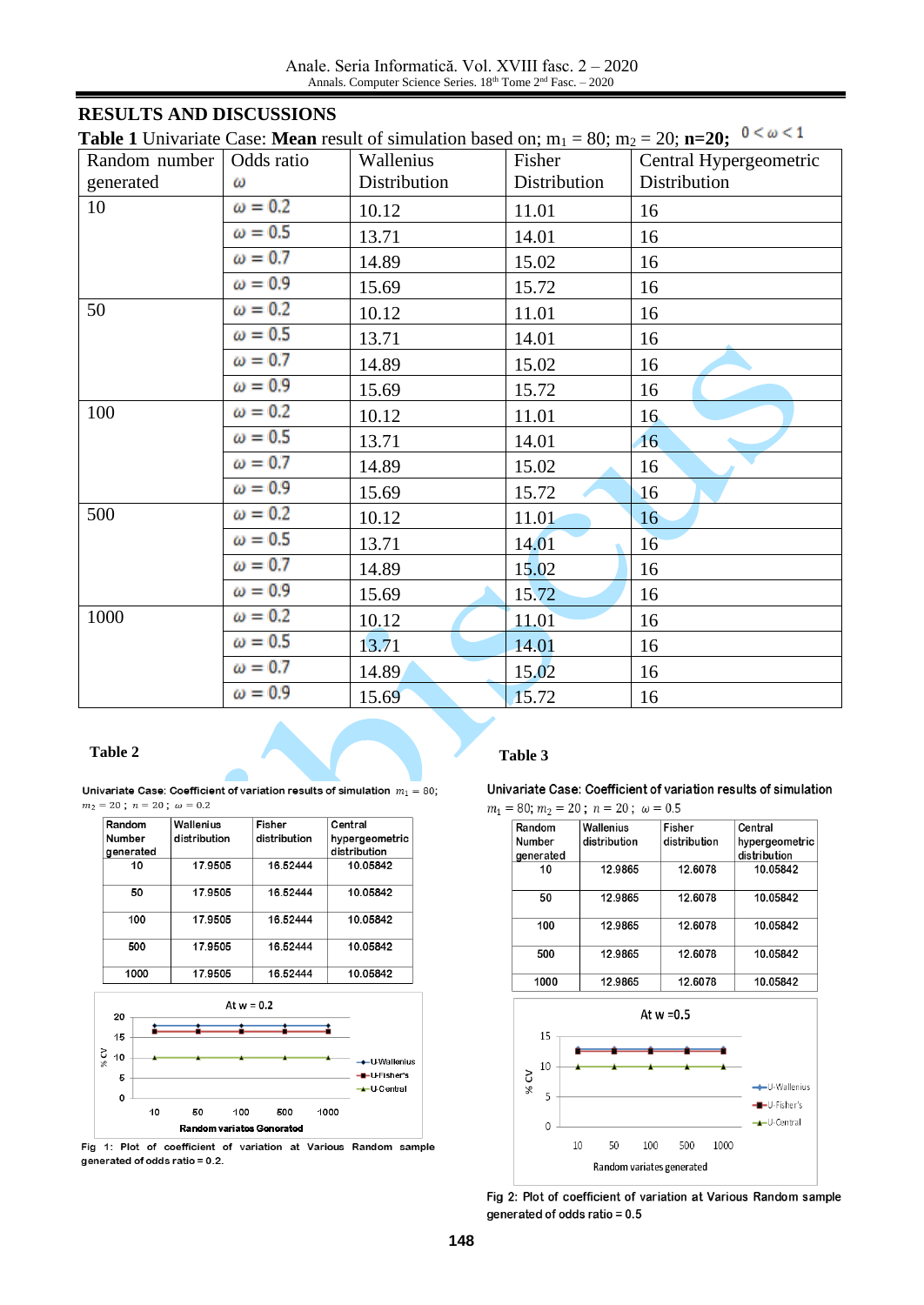## RESULTS AND DISCUSSIONS

**Table 1** Univariate Case: **Mean** result of simulation based on; $m_1 = 80$; $m_2 = 20$; **n=20;** $0 < \omega < 1$

| Random number generated | Odds ratio $\omega$ | Wallenius Distribution | Fisher Distribution | Central Hypergeometric Distribution |
|---|---|---|---|---|
| 10 | $\omega = 0.2$ | 10.12 | 11.01 | 16 |
| | $\omega = 0.5$ | 13.71 | 14.01 | 16 |
| | $\omega = 0.7$ | 14.89 | 15.02 | 16 |
| | $\omega = 0.9$ | 15.69 | 15.72 | 16 |
| 50 | $\omega = 0.2$ | 10.12 | 11.01 | 16 |
| | $\omega = 0.5$ | 13.71 | 14.01 | 16 |
| | $\omega = 0.7$ | 14.89 | 15.02 | 16 |
| | $\omega = 0.9$ | 15.69 | 15.72 | 16 |
| 100 | $\omega = 0.2$ | 10.12 | 11.01 | 16 |
| | $\omega = 0.5$ | 13.71 | 14.01 | 16 |
| | $\omega = 0.7$ | 14.89 | 15.02 | 16 |
| | $\omega = 0.9$ | 15.69 | 15.72 | 16 |
| 500 | $\omega = 0.2$ | 10.12 | 11.01 | 16 |
| | $\omega = 0.5$ | 13.71 | 14.01 | 16 |
| | $\omega = 0.7$ | 14.89 | 15.02 | 16 |
| | $\omega = 0.9$ | 15.69 | 15.72 | 16 |
| 1000 | $\omega = 0.2$ | 10.12 | 11.01 | 16 |
| | $\omega = 0.5$ | 13.71 | 14.01 | 16 |
| | $\omega = 0.7$ | 14.89 | 15.02 | 16 |
| | $\omega = 0.9$ | 15.69 | 15.72 | 16 |

**Table 2**

Univariate Case: Coefficient of variation results of simulation $m_1 = 80$; $m_2 = 20$; $n = 20$; $\omega = 0.2$

| Random Number generated | Wallenius distribution | Fisher distribution | Central hypergeometric distribution |
|---|---|---|---|
| 10 | 17.9505 | 16.52444 | 10.05842 |
| 50 | 17.9505 | 16.52444 | 10.05842 |
| 100 | 17.9505 | 16.52444 | 10.05842 |
| 500 | 17.9505 | 16.52444 | 10.05842 |
| 1000 | 17.9505 | 16.52444 | 10.05842 |

Fig 1: Plot of coefficient of variation at Various Random sample generated of odds ratio = 0.2.

**Table 3**

Univariate Case: Coefficient of variation results of simulation $m_1 = 80$; $m_2 = 20$; $n = 20$; $\omega = 0.5$

| Random Number generated | Wallenius distribution | Fisher distribution | Central hypergeometric distribution |
|---|---|---|---|
| 10 | 12.9865 | 12.6078 | 10.05842 |
| 50 | 12.9865 | 12.6078 | 10.05842 |
| 100 | 12.9865 | 12.6078 | 10.05842 |
| 500 | 12.9865 | 12.6078 | 10.05842 |
| 1000 | 12.9865 | 12.6078 | 10.05842 |

Fig 2: Plot of coefficient of variation at Various Random sample generated of odds ratio = 0.5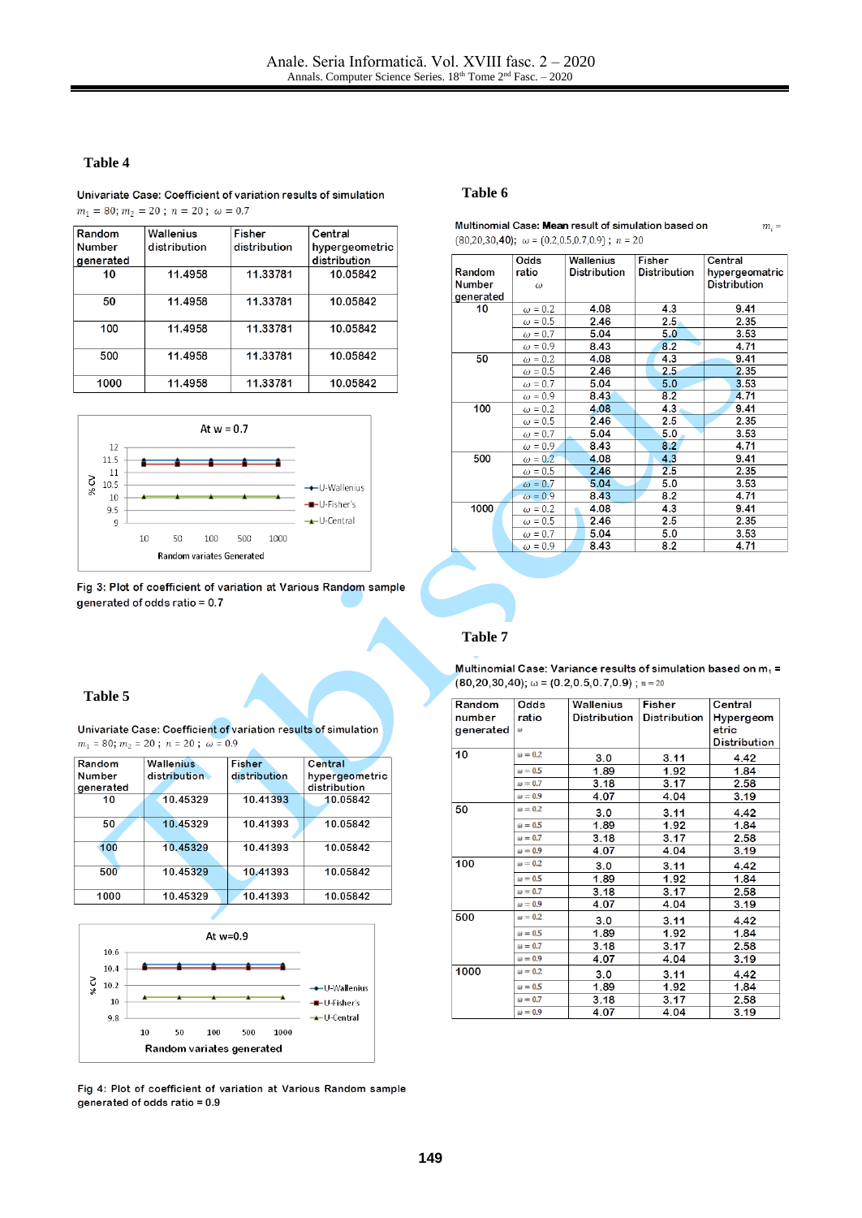## Table 4

Univariate Case: Coefficient of variation results of simulation $m_1 = 80; m_2 = 20$ ; $n = 20$ ; $\omega = 0.7$

| Random Number generated | Wallenius distribution | Fisher distribution | Central hypergeometric distribution |
|---|---|---|---|
| 10 | 11.4958 | 11.33781 | 10.05842 |
| 50 | 11.4958 | 11.33781 | 10.05842 |
| 100 | 11.4958 | 11.33781 | 10.05842 |
| 500 | 11.4958 | 11.33781 | 10.05842 |
| 1000 | 11.4958 | 11.33781 | 10.05842 |

Fig 3: Plot of coefficient of variation at Various Random sample generated of odds ratio = 0.7

## Table 5

Univariate Case: Coefficient of variation results of simulation $m_1 = 80; m_2 = 20$ ; $n = 20$ ; $\omega = 0.9$

| Random Number generated | Wallenius distribution | Fisher distribution | Central hypergeometric distribution |
|---|---|---|---|
| 10 | 10.45329 | 10.41393 | 10.05842 |
| 50 | 10.45329 | 10.41393 | 10.05842 |
| 100 | 10.45329 | 10.41393 | 10.05842 |
| 500 | 10.45329 | 10.41393 | 10.05842 |
| 1000 | 10.45329 | 10.41393 | 10.05842 |

Fig 4: Plot of coefficient of variation at Various Random sample generated of odds ratio = 0.9

## Table 6

Multinomial Case: **Mean** result of simulation based on $m_i$ = (80,20,30,**40**); $\omega = (0.2, 0.5, 0.7, 0.9)$ ; $n = 20$

| Random Number generated | Odds ratio $\omega$ | Wallenius Distribution | Fisher Distribution | Central hypergeomatric Distribution |
|---|---|---|---|---|
| 10 | $\omega = 0.2$ | 4.08 | 4.3 | 9.41 |
| | $\omega = 0.5$ | 2.46 | 2.5 | 2.35 |
| | $\omega = 0.7$ | 5.04 | 5.0 | 3.53 |
| | $\omega = 0.9$ | 8.43 | 8.2 | 4.71 |
| 50 | $\omega = 0.2$ | 4.08 | 4.3 | 9.41 |
| | $\omega = 0.5$ | 2.46 | 2.5 | 2.35 |
| | $\omega = 0.7$ | 5.04 | 5.0 | 3.53 |
| | $\omega = 0.9$ | 8.43 | 8.2 | 4.71 |
| 100 | $\omega = 0.2$ | 4.08 | 4.3 | 9.41 |
| | $\omega = 0.5$ | 2.46 | 2.5 | 2.35 |
| | $\omega = 0.7$ | 5.04 | 5.0 | 3.53 |
| | $\omega = 0.9$ | 8.43 | 8.2 | 4.71 |
| 500 | $\omega = 0.2$ | 4.08 | 4.3 | 9.41 |
| | $\omega = 0.5$ | 2.46 | 2.5 | 2.35 |
| | $\omega = 0.7$ | 5.04 | 5.0 | 3.53 |
| | $\omega = 0.9$ | 8.43 | 8.2 | 4.71 |
| 1000 | $\omega = 0.2$ | 4.08 | 4.3 | 9.41 |
| | $\omega = 0.5$ | 2.46 | 2.5 | 2.35 |
| | $\omega = 0.7$ | 5.04 | 5.0 | 3.53 |
| | $\omega = 0.9$ | 8.43 | 8.2 | 4.71 |

## Table 7

Multinomial Case: Variance results of simulation based on $m_1$ = (80,20,30,40); $\omega = (0.2, 0.5, 0.7, 0.9)$ ; $n = 20$

| Random number generated | Odds ratio $\omega$ | Wallenius Distribution | Fisher Distribution | Central Hypergeometric Distribution |
|---|---|---|---|---|
| 10 | $\omega = 0.2$ | 3.0 | 3.11 | 4.42 |
| | $\omega = 0.5$ | 1.89 | 1.92 | 1.84 |
| | $\omega = 0.7$ | 3.18 | 3.17 | 2.58 |
| | $\omega = 0.9$ | 4.07 | 4.04 | 3.19 |
| 50 | $\omega = 0.2$ | 3.0 | 3.11 | 4.42 |
| | $\omega = 0.5$ | 1.89 | 1.92 | 1.84 |
| | $\omega = 0.7$ | 3.18 | 3.17 | 2.58 |
| | $\omega = 0.9$ | 4.07 | 4.04 | 3.19 |
| 100 | $\omega = 0.2$ | 3.0 | 3.11 | 4.42 |
| | $\omega = 0.5$ | 1.89 | 1.92 | 1.84 |
| | $\omega = 0.7$ | 3.18 | 3.17 | 2.58 |
| | $\omega = 0.9$ | 4.07 | 4.04 | 3.19 |
| 500 | $\omega = 0.2$ | 3.0 | 3.11 | 4.42 |
| | $\omega = 0.5$ | 1.89 | 1.92 | 1.84 |
| | $\omega = 0.7$ | 3.18 | 3.17 | 2.58 |
| | $\omega = 0.9$ | 4.07 | 4.04 | 3.19 |
| 1000 | $\omega = 0.2$ | 3.0 | 3.11 | 4.42 |
| | $\omega = 0.5$ | 1.89 | 1.92 | 1.84 |
| | $\omega = 0.7$ | 3.18 | 3.17 | 2.58 |
| | $\omega = 0.9$ | 4.07 | 4.04 | 3.19 |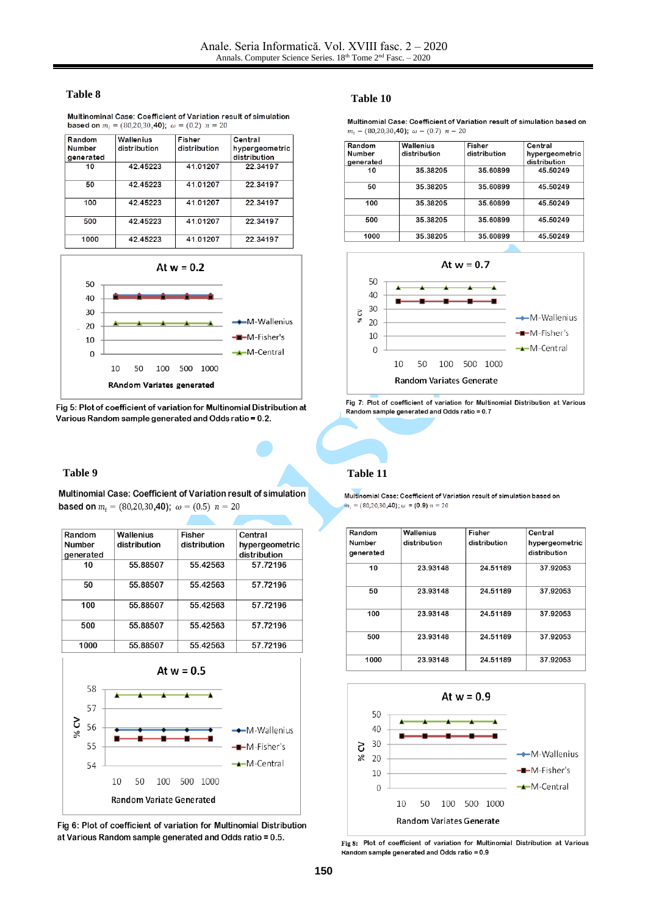### Table 8

Multinominal Case: Coefficient of Variation result of simulation based on $m_i = (80,20,30,40)$; $\omega = (0.2)$ $n = 20$

| Random Number generated | Wallenius distribution | Fisher distribution | Central hypergeometric distribution |
|---|---|---|---|
| 10 | 42.45223 | 41.01207 | 22.34197 |
| 50 | 42.45223 | 41.01207 | 22.34197 |
| 100 | 42.45223 | 41.01207 | 22.34197 |
| 500 | 42.45223 | 41.01207 | 22.34197 |
| 1000 | 42.45223 | 41.01207 | 22.34197 |

Fig 5: Plot of coefficient of variation for Multinomial Distribution at Various Random sample generated and Odds ratio = 0.2.

### Table 9

Multinomial Case: Coefficient of Variation result of simulation based on $m_i = (80,20,30,40)$; $\omega = (0.5)$ $n = 20$

| Random Number generated | Wallenius distribution | Fisher distribution | Central hypergeometric distribution |
|---|---|---|---|
| 10 | 55.88507 | 55.42563 | 57.72196 |
| 50 | 55.88507 | 55.42563 | 57.72196 |
| 100 | 55.88507 | 55.42563 | 57.72196 |
| 500 | 55.88507 | 55.42563 | 57.72196 |
| 1000 | 55.88507 | 55.42563 | 57.72196 |

Fig 6: Plot of coefficient of variation for Multinomial Distribution at Various Random sample generated and Odds ratio = 0.5.

### Table 10

Multinomial Case: Coefficient of Variation result of simulation based on $m_i = (80,20,30,40)$; $\omega = (0.7)$ $n = 20$

| Random Number generated | Wallenius distribution | Fisher distribution | Central hypergeometric distribution |
|---|---|---|---|
| 10 | 35.38205 | 35.60899 | 45.50249 |
| 50 | 35.38205 | 35.60899 | 45.50249 |
| 100 | 35.38205 | 35.60899 | 45.50249 |
| 500 | 35.38205 | 35.60899 | 45.50249 |
| 1000 | 35.38205 | 35.60899 | 45.50249 |

Fig 7: Plot of coefficient of variation for Multinomial Distribution at Various Random sample generated and Odds ratio = 0.7

### Table 11

Multinomial Case: Coefficient of Variation result of simulation based on $m_i = (80,20,30,40)$; $\omega = (0.9)$ $n = 20$

| Random Number generated | Wallenius distribution | Fisher distribution | Central hypergeometric distribution |
|---|---|---|---|
| 10 | 23.93148 | 24.51189 | 37.92053 |
| 50 | 23.93148 | 24.51189 | 37.92053 |
| 100 | 23.93148 | 24.51189 | 37.92053 |
| 500 | 23.93148 | 24.51189 | 37.92053 |
| 1000 | 23.93148 | 24.51189 | 37.92053 |

Fig 8: Plot of coefficient of variation for Multinomial Distribution at Various Random sample generated and Odds ratio = 0.9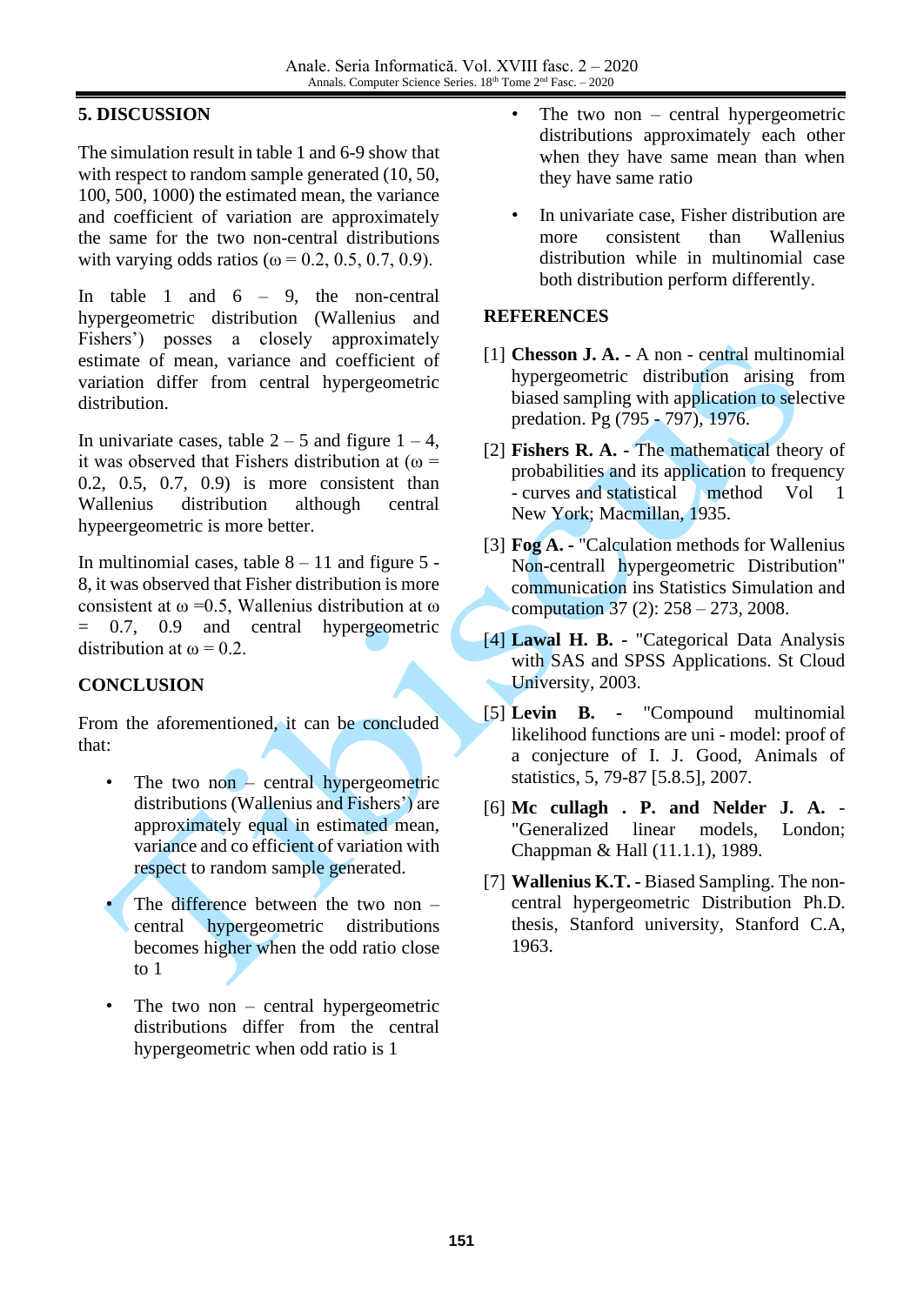## 5. DISCUSSION

The simulation result in table 1 and 6-9 show that with respect to random sample generated (10, 50, 100, 500, 1000) the estimated mean, the variance and coefficient of variation are approximately the same for the two non-central distributions with varying odds ratios ($\omega = 0.2, 0.5, 0.7, 0.9$).

In table 1 and 6 – 9, the non-central hypergeometric distribution (Wallenius and Fishers') posses a closely approximately estimate of mean, variance and coefficient of variation differ from central hypergeometric distribution.

In univariate cases, table 2 – 5 and figure 1 – 4, it was observed that Fishers distribution at ($\omega = 0.2, 0.5, 0.7, 0.9$) is more consistent than Wallenius distribution although central hypeergeometric is more better.

In multinomial cases, table 8 – 11 and figure 5 - 8, it was observed that Fisher distribution is more consistent at $\omega = 0.5$, Wallenius distribution at $\omega = 0.7, 0.9$ and central hypergeometric distribution at $\omega = 0.2$.

## CONCLUSION

From the aforementioned, it can be concluded that:

- The two non – central hypergeometric distributions (Wallenius and Fishers') are approximately equal in estimated mean, variance and co efficient of variation with respect to random sample generated.
- The difference between the two non – central hypergeometric distributions becomes higher when the odd ratio close to 1
- The two non – central hypergeometric distributions differ from the central hypergeometric when odd ratio is 1
- The two non – central hypergeometric distributions approximately each other when they have same mean than when they have same ratio
- In univariate case, Fisher distribution are more consistent than Wallenius distribution while in multinomial case both distribution perform differently.

## REFERENCES

[1] **Chesson J. A. -** A non - central multinomial hypergeometric distribution arising from biased sampling with application to selective predation. Pg (795 - 797), 1976.

[2] **Fishers R. A. -** The mathematical theory of probabilities and its application to frequency - curves and statistical method Vol 1 New York; Macmillan, 1935.

[3] **Fog A. -** "Calculation methods for Wallenius Non-centrall hypergeometric Distribution" communication ins Statistics Simulation and computation 37 (2): 258 – 273, 2008.

[4] **Lawal H. B. -** "Categorical Data Analysis with SAS and SPSS Applications. St Cloud University, 2003.

[5] **Levin B. -** "Compound multinomial likelihood functions are uni - model: proof of a conjecture of I. J. Good, Animals of statistics, 5, 79-87 [5.8.5], 2007.

[6] **Mc cullagh . P. and Nelder J. A. -** "Generalized linear models, London; Chappman & Hall (11.1.1), 1989.

[7] **Wallenius K.T. -** Biased Sampling. The non-central hypergeometric Distribution Ph.D. thesis, Stanford university, Stanford C.A, 1963.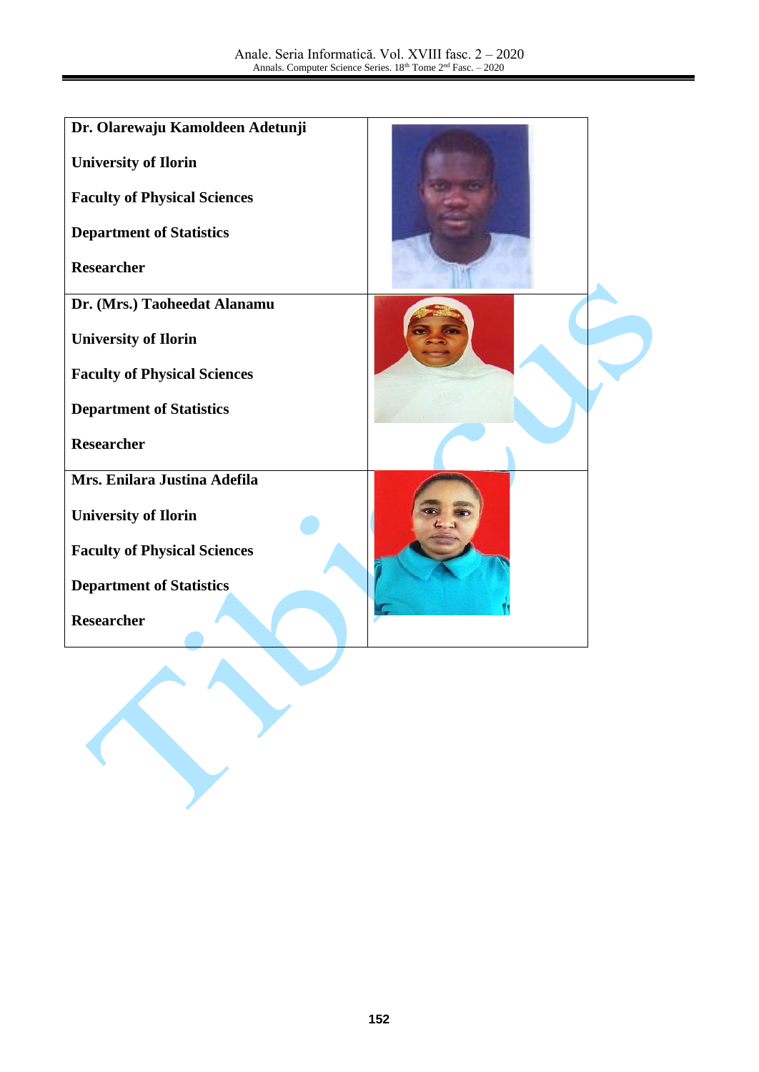| | |
|---|---|
| **Dr. Olarewaju Kamoldeen Adetunji**<br><br>**University of Ilorin**<br><br>**Faculty of Physical Sciences**<br><br>**Department of Statistics**<br><br>**Researcher** | |
| **Dr. (Mrs.) Taoheedat Alanamu**<br><br>**University of Ilorin**<br><br>**Faculty of Physical Sciences**<br><br>**Department of Statistics**<br><br>**Researcher** | |
| **Mrs. Enilara Justina Adefila**<br><br>**University of Ilorin**<br><br>**Faculty of Physical Sciences**<br><br>**Department of Statistics**<br><br>**Researcher** | |